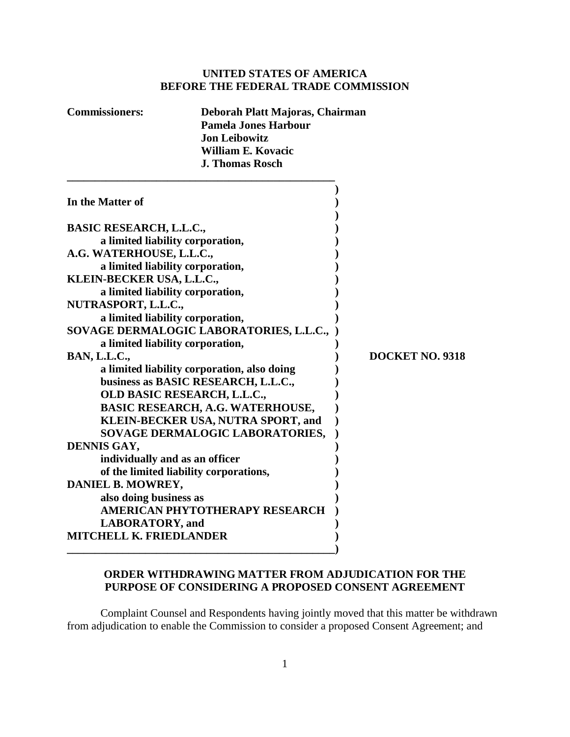**UNITED STATES OF AMERICA**
**BEFORE THE FEDERAL TRADE COMMISSION**

**Commissioners:** **Deborah Platt Majoras, Chairman**
**Pamela Jones Harbour**
**Jon Leibowitz**
**William E. Kovacic**
**J. Thomas Rosch**

---

**In the Matter of**

**BASIC RESEARCH, L.L.C.,**
**a limited liability corporation,**
**A.G. WATERHOUSE, L.L.C.,**
**a limited liability corporation,**
**KLEIN-BECKER USA, L.L.C.,**
**a limited liability corporation,**
**NUTRASPORT, L.L.C.,**
**a limited liability corporation,**
**SOVAGE DERMALOGIC LABORATORIES, L.L.C.,**
**a limited liability corporation,**
**BAN, L.L.C.,**
**a limited liability corporation, also doing business as BASIC RESEARCH, L.L.C., OLD BASIC RESEARCH, L.L.C., BASIC RESEARCH, A.G. WATERHOUSE, KLEIN-BECKER USA, NUTRA SPORT, and SOVAGE DERMALOGIC LABORATORIES,**
**DENNIS GAY,**
**individually and as an officer of the limited liability corporations,**
**DANIEL B. MOWREY,**
**also doing business as AMERICAN PHYTOTHERAPY RESEARCH LABORATORY, and**
**MITCHELL K. FRIEDLANDER**

**DOCKET NO. 9318**

---

**ORDER WITHDRAWING MATTER FROM ADJUDICATION FOR THE PURPOSE OF CONSIDERING A PROPOSED CONSENT AGREEMENT**

Complaint Counsel and Respondents having jointly moved that this matter be withdrawn from adjudication to enable the Commission to consider a proposed Consent Agreement; and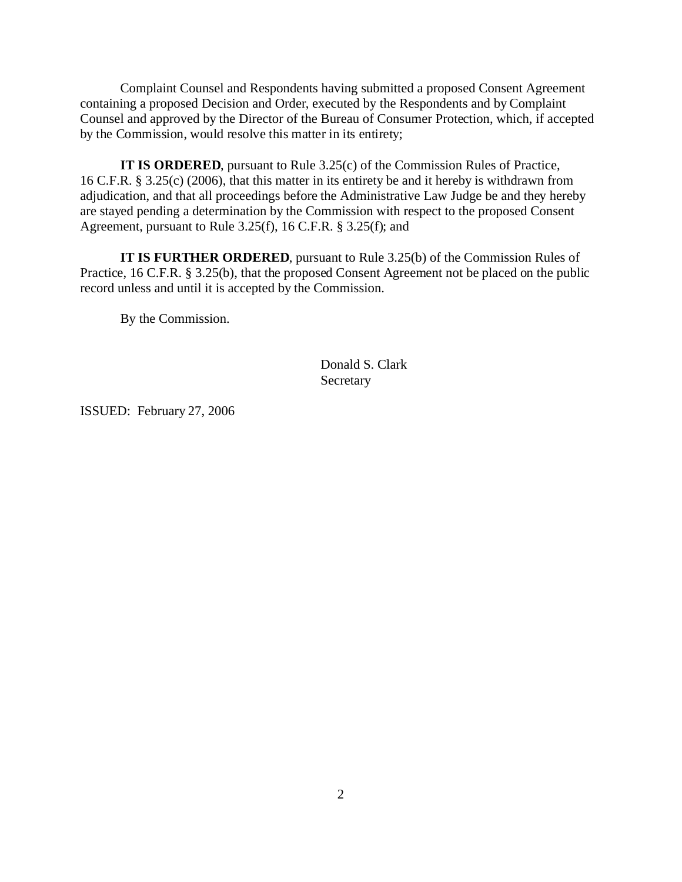Complaint Counsel and Respondents having submitted a proposed Consent Agreement containing a proposed Decision and Order, executed by the Respondents and by Complaint Counsel and approved by the Director of the Bureau of Consumer Protection, which, if accepted by the Commission, would resolve this matter in its entirety;

**IT IS ORDERED**, pursuant to Rule 3.25(c) of the Commission Rules of Practice, 16 C.F.R. § 3.25(c) (2006), that this matter in its entirety be and it hereby is withdrawn from adjudication, and that all proceedings before the Administrative Law Judge be and they hereby are stayed pending a determination by the Commission with respect to the proposed Consent Agreement, pursuant to Rule 3.25(f), 16 C.F.R. § 3.25(f); and

**IT IS FURTHER ORDERED**, pursuant to Rule 3.25(b) of the Commission Rules of Practice, 16 C.F.R. § 3.25(b), that the proposed Consent Agreement not be placed on the public record unless and until it is accepted by the Commission.

By the Commission.

Donald S. Clark
Secretary

ISSUED: February 27, 2006